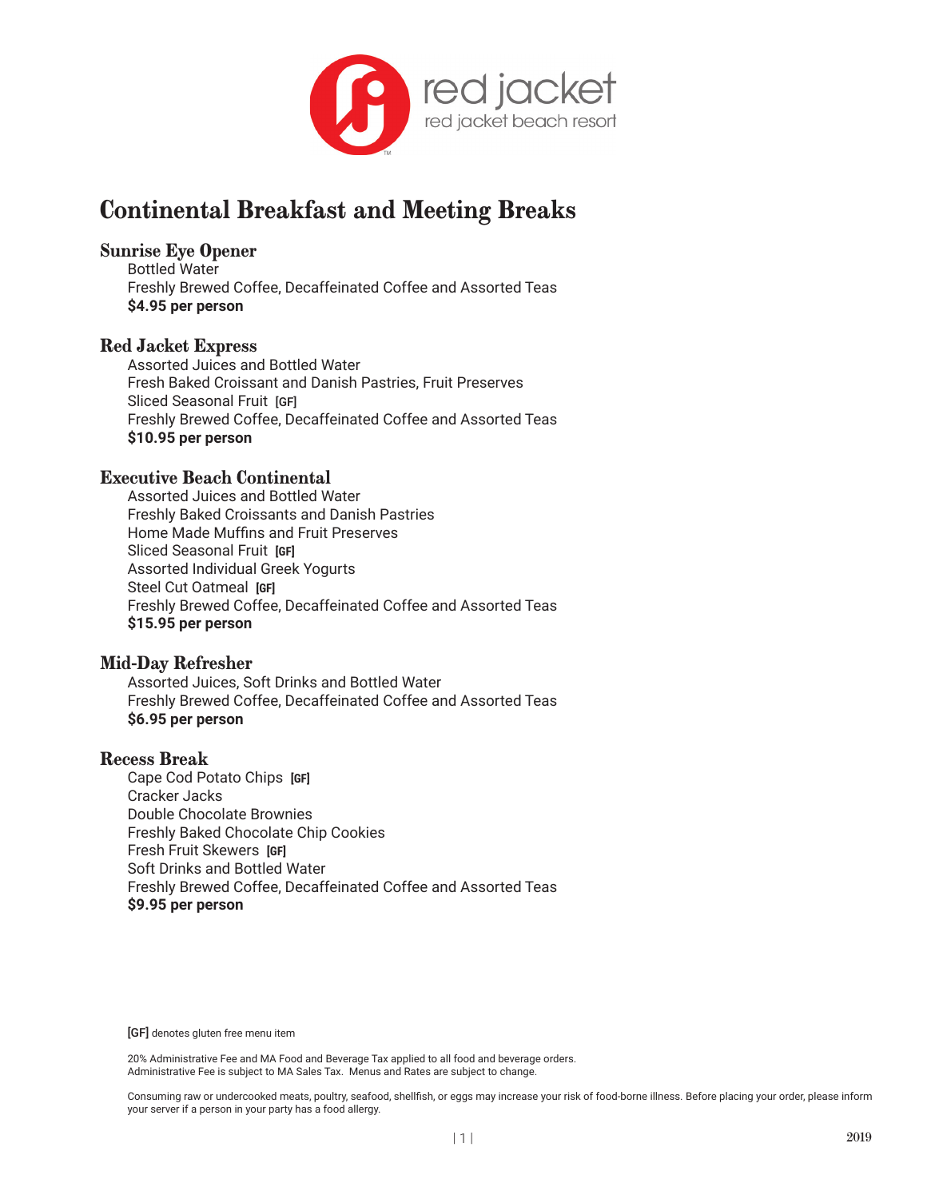red jacket
red jacket beach resort

# Continental Breakfast and Meeting Breaks

## Sunrise Eye Opener

Bottled Water
Freshly Brewed Coffee, Decaffeinated Coffee and Assorted Teas
**$4.95 per person**

## Red Jacket Express

Assorted Juices and Bottled Water
Fresh Baked Croissant and Danish Pastries, Fruit Preserves
Sliced Seasonal Fruit **[GF]**
Freshly Brewed Coffee, Decaffeinated Coffee and Assorted Teas
**$10.95 per person**

## Executive Beach Continental

Assorted Juices and Bottled Water
Freshly Baked Croissants and Danish Pastries
Home Made Muffins and Fruit Preserves
Sliced Seasonal Fruit **[GF]**
Assorted Individual Greek Yogurts
Steel Cut Oatmeal **[GF]**
Freshly Brewed Coffee, Decaffeinated Coffee and Assorted Teas
**$15.95 per person**

## Mid-Day Refresher

Assorted Juices, Soft Drinks and Bottled Water
Freshly Brewed Coffee, Decaffeinated Coffee and Assorted Teas
**$6.95 per person**

## Recess Break

Cape Cod Potato Chips **[GF]**
Cracker Jacks
Double Chocolate Brownies
Freshly Baked Chocolate Chip Cookies
Fresh Fruit Skewers **[GF]**
Soft Drinks and Bottled Water
Freshly Brewed Coffee, Decaffeinated Coffee and Assorted Teas
**$9.95 per person**

**[GF]** denotes gluten free menu item

20% Administrative Fee and MA Food and Beverage Tax applied to all food and beverage orders.
Administrative Fee is subject to MA Sales Tax. Menus and Rates are subject to change.

Consuming raw or undercooked meats, poultry, seafood, shellfish, or eggs may increase your risk of food-borne illness. Before placing your order, please inform your server if a person in your party has a food allergy.

2019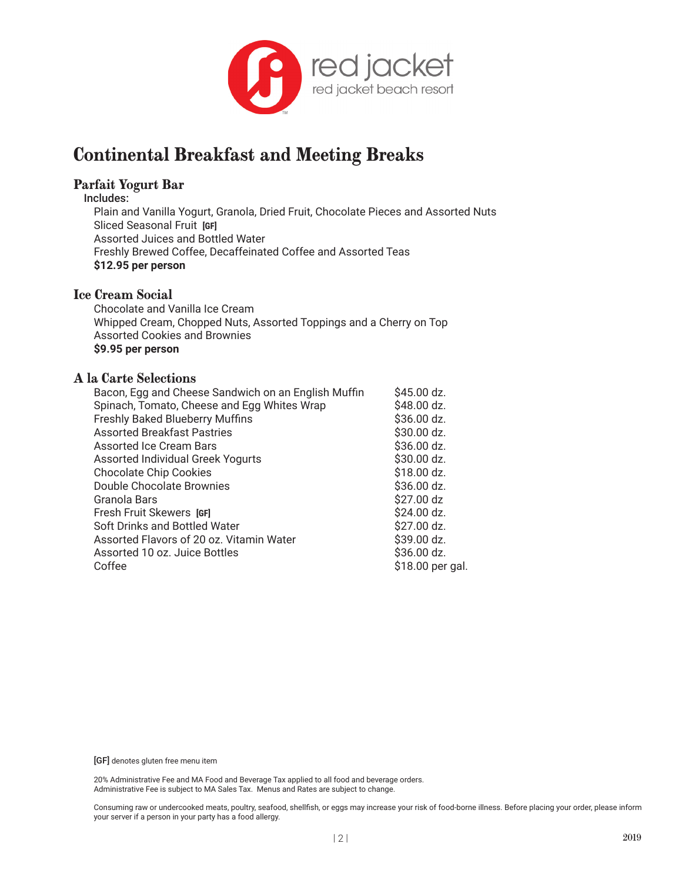red jacket
red jacket beach resort

# Continental Breakfast and Meeting Breaks

## Parfait Yogurt Bar

Includes:

Plain and Vanilla Yogurt, Granola, Dried Fruit, Chocolate Pieces and Assorted Nuts
Sliced Seasonal Fruit [GF]
Assorted Juices and Bottled Water
Freshly Brewed Coffee, Decaffeinated Coffee and Assorted Teas
**$12.95 per person**

## Ice Cream Social

Chocolate and Vanilla Ice Cream
Whipped Cream, Chopped Nuts, Assorted Toppings and a Cherry on Top
Assorted Cookies and Brownies
**$9.95 per person**

## A la Carte Selections

| Item | Price |
|---|---|
| Bacon, Egg and Cheese Sandwich on an English Muffin | $45.00 dz. |
| Spinach, Tomato, Cheese and Egg Whites Wrap | $48.00 dz. |
| Freshly Baked Blueberry Muffins | $36.00 dz. |
| Assorted Breakfast Pastries | $30.00 dz. |
| Assorted Ice Cream Bars | $36.00 dz. |
| Assorted Individual Greek Yogurts | $30.00 dz. |
| Chocolate Chip Cookies | $18.00 dz. |
| Double Chocolate Brownies | $36.00 dz. |
| Granola Bars | $27.00 dz |
| Fresh Fruit Skewers [GF] | $24.00 dz. |
| Soft Drinks and Bottled Water | $27.00 dz. |
| Assorted Flavors of 20 oz. Vitamin Water | $39.00 dz. |
| Assorted 10 oz. Juice Bottles | $36.00 dz. |
| Coffee | $18.00 per gal. |

[GF] denotes gluten free menu item

20% Administrative Fee and MA Food and Beverage Tax applied to all food and beverage orders.
Administrative Fee is subject to MA Sales Tax. Menus and Rates are subject to change.

Consuming raw or undercooked meats, poultry, seafood, shellfish, or eggs may increase your risk of food-borne illness. Before placing your order, please inform your server if a person in your party has a food allergy.

2019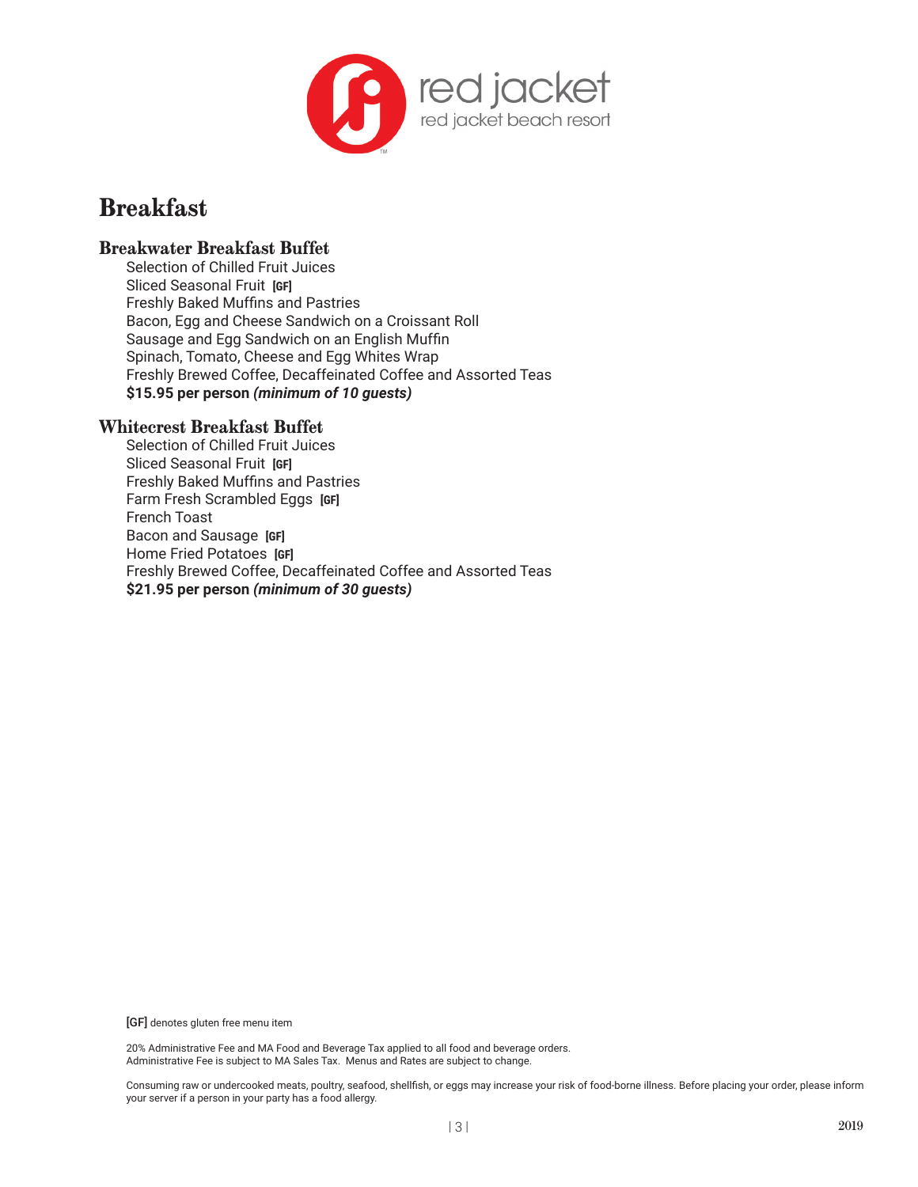red jacket
red jacket beach resort

# Breakfast

## Breakwater Breakfast Buffet

Selection of Chilled Fruit Juices
Sliced Seasonal Fruit **[GF]**
Freshly Baked Muffins and Pastries
Bacon, Egg and Cheese Sandwich on a Croissant Roll
Sausage and Egg Sandwich on an English Muffin
Spinach, Tomato, Cheese and Egg Whites Wrap
Freshly Brewed Coffee, Decaffeinated Coffee and Assorted Teas
**$15.95 per person *(minimum of 10 guests)***

## Whitecrest Breakfast Buffet

Selection of Chilled Fruit Juices
Sliced Seasonal Fruit **[GF]**
Freshly Baked Muffins and Pastries
Farm Fresh Scrambled Eggs **[GF]**
French Toast
Bacon and Sausage **[GF]**
Home Fried Potatoes **[GF]**
Freshly Brewed Coffee, Decaffeinated Coffee and Assorted Teas
**$21.95 per person *(minimum of 30 guests)***

**[GF]** denotes gluten free menu item

20% Administrative Fee and MA Food and Beverage Tax applied to all food and beverage orders.
Administrative Fee is subject to MA Sales Tax. Menus and Rates are subject to change.

Consuming raw or undercooked meats, poultry, seafood, shellfish, or eggs may increase your risk of food-borne illness. Before placing your order, please inform your server if a person in your party has a food allergy.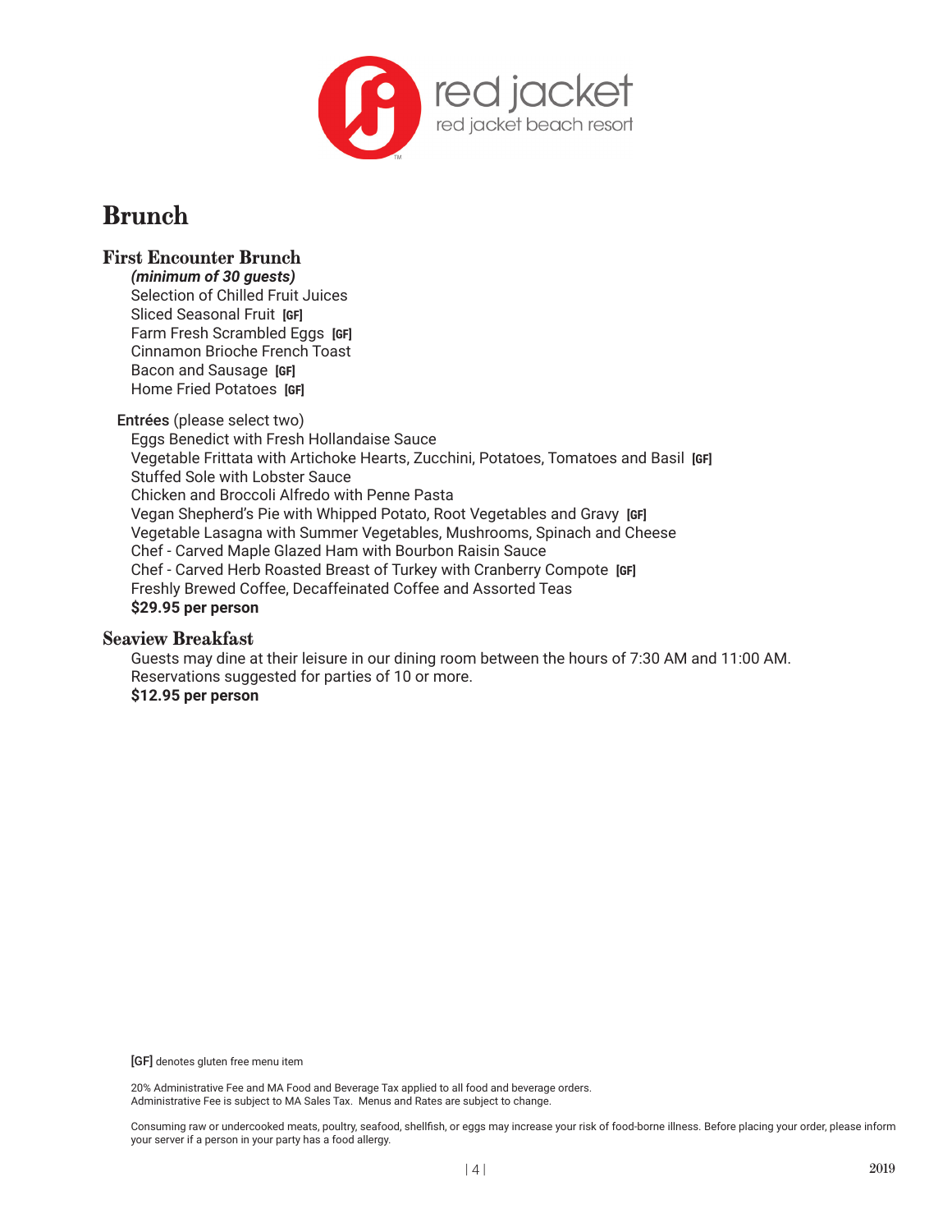red jacket
red jacket beach resort

# Brunch

## First Encounter Brunch

***(minimum of 30 guests)***

Selection of Chilled Fruit Juices
Sliced Seasonal Fruit [GF]
Farm Fresh Scrambled Eggs [GF]
Cinnamon Brioche French Toast
Bacon and Sausage [GF]
Home Fried Potatoes [GF]

**Entrées** (please select two)

Eggs Benedict with Fresh Hollandaise Sauce
Vegetable Frittata with Artichoke Hearts, Zucchini, Potatoes, Tomatoes and Basil [GF]
Stuffed Sole with Lobster Sauce
Chicken and Broccoli Alfredo with Penne Pasta
Vegan Shepherd's Pie with Whipped Potato, Root Vegetables and Gravy [GF]
Vegetable Lasagna with Summer Vegetables, Mushrooms, Spinach and Cheese
Chef - Carved Maple Glazed Ham with Bourbon Raisin Sauce
Chef - Carved Herb Roasted Breast of Turkey with Cranberry Compote [GF]
Freshly Brewed Coffee, Decaffeinated Coffee and Assorted Teas

**$29.95 per person**

## Seaview Breakfast

Guests may dine at their leisure in our dining room between the hours of 7:30 AM and 11:00 AM.
Reservations suggested for parties of 10 or more.

**$12.95 per person**

[GF] denotes gluten free menu item

20% Administrative Fee and MA Food and Beverage Tax applied to all food and beverage orders.
Administrative Fee is subject to MA Sales Tax. Menus and Rates are subject to change.

Consuming raw or undercooked meats, poultry, seafood, shellfish, or eggs may increase your risk of food-borne illness. Before placing your order, please inform your server if a person in your party has a food allergy.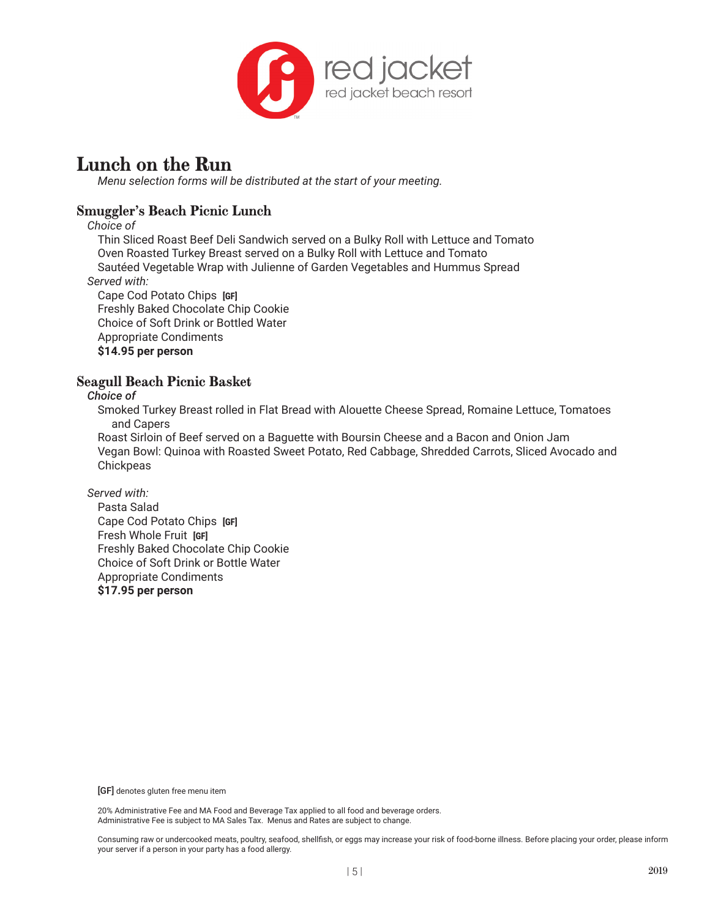red jacket
red jacket beach resort

# Lunch on the Run

*Menu selection forms will be distributed at the start of your meeting.*

## Smuggler's Beach Picnic Lunch

*Choice of*

Thin Sliced Roast Beef Deli Sandwich served on a Bulky Roll with Lettuce and Tomato
Oven Roasted Turkey Breast served on a Bulky Roll with Lettuce and Tomato
Sautéed Vegetable Wrap with Julienne of Garden Vegetables and Hummus Spread

*Served with:*

Cape Cod Potato Chips [GF]
Freshly Baked Chocolate Chip Cookie
Choice of Soft Drink or Bottled Water
Appropriate Condiments
**$14.95 per person**

## Seagull Beach Picnic Basket

*Choice of*

Smoked Turkey Breast rolled in Flat Bread with Alouette Cheese Spread, Romaine Lettuce, Tomatoes and Capers
Roast Sirloin of Beef served on a Baguette with Boursin Cheese and a Bacon and Onion Jam
Vegan Bowl: Quinoa with Roasted Sweet Potato, Red Cabbage, Shredded Carrots, Sliced Avocado and Chickpeas

*Served with:*

Pasta Salad
Cape Cod Potato Chips [GF]
Fresh Whole Fruit [GF]
Freshly Baked Chocolate Chip Cookie
Choice of Soft Drink or Bottle Water
Appropriate Condiments
**$17.95 per person**

[GF] denotes gluten free menu item

20% Administrative Fee and MA Food and Beverage Tax applied to all food and beverage orders.
Administrative Fee is subject to MA Sales Tax. Menus and Rates are subject to change.

Consuming raw or undercooked meats, poultry, seafood, shellfish, or eggs may increase your risk of food-borne illness. Before placing your order, please inform your server if a person in your party has a food allergy.

2019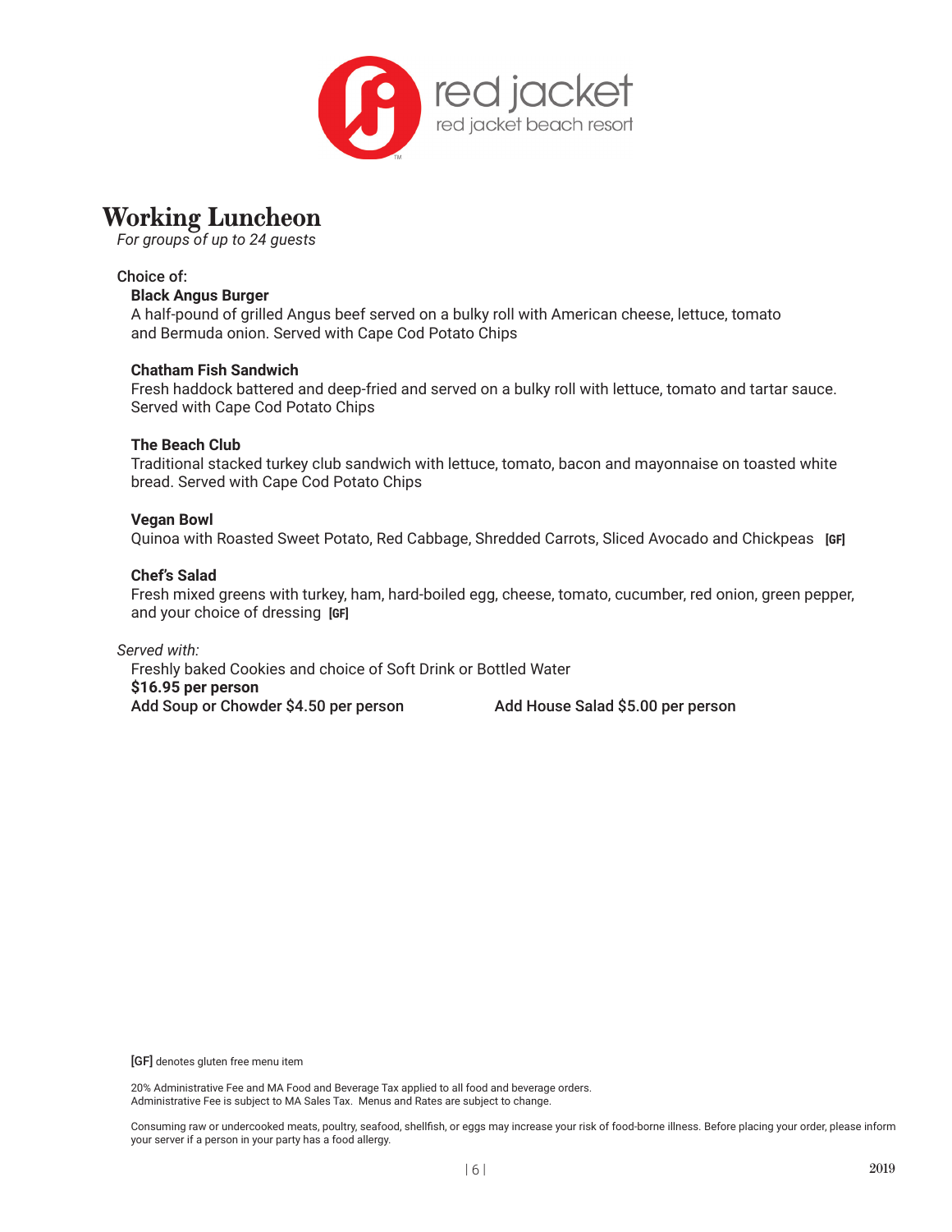red jacket
red jacket beach resort

# Working Luncheon

*For groups of up to 24 guests*

Choice of:

**Black Angus Burger**
A half-pound of grilled Angus beef served on a bulky roll with American cheese, lettuce, tomato and Bermuda onion. Served with Cape Cod Potato Chips

**Chatham Fish Sandwich**
Fresh haddock battered and deep-fried and served on a bulky roll with lettuce, tomato and tartar sauce. Served with Cape Cod Potato Chips

**The Beach Club**
Traditional stacked turkey club sandwich with lettuce, tomato, bacon and mayonnaise on toasted white bread. Served with Cape Cod Potato Chips

**Vegan Bowl**
Quinoa with Roasted Sweet Potato, Red Cabbage, Shredded Carrots, Sliced Avocado and Chickpeas **[GF]**

**Chef's Salad**
Fresh mixed greens with turkey, ham, hard-boiled egg, cheese, tomato, cucumber, red onion, green pepper, and your choice of dressing **[GF]**

*Served with:*

Freshly baked Cookies and choice of Soft Drink or Bottled Water
**$16.95 per person**
**Add Soup or Chowder $4.50 per person** **Add House Salad $5.00 per person**

**[GF]** denotes gluten free menu item

20% Administrative Fee and MA Food and Beverage Tax applied to all food and beverage orders.
Administrative Fee is subject to MA Sales Tax. Menus and Rates are subject to change.

Consuming raw or undercooked meats, poultry, seafood, shellfish, or eggs may increase your risk of food-borne illness. Before placing your order, please inform your server if a person in your party has a food allergy.

2019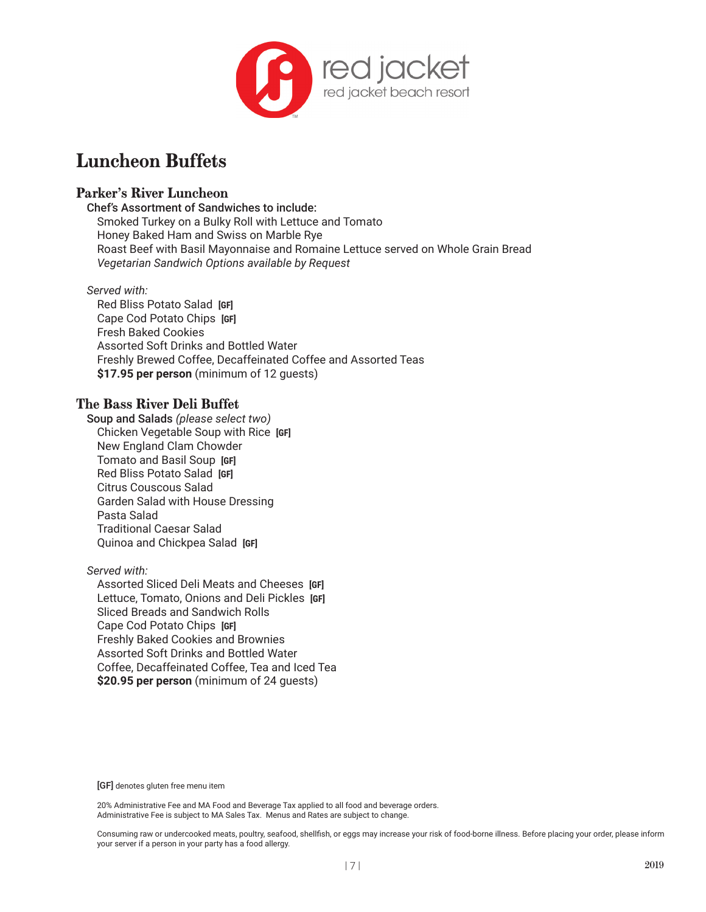red jacket
red jacket beach resort

# Luncheon Buffets

## Parker's River Luncheon

Chef's Assortment of Sandwiches to include:

Smoked Turkey on a Bulky Roll with Lettuce and Tomato
Honey Baked Ham and Swiss on Marble Rye
Roast Beef with Basil Mayonnaise and Romaine Lettuce served on Whole Grain Bread
*Vegetarian Sandwich Options available by Request*

*Served with:*

Red Bliss Potato Salad **[GF]**
Cape Cod Potato Chips **[GF]**
Fresh Baked Cookies
Assorted Soft Drinks and Bottled Water
Freshly Brewed Coffee, Decaffeinated Coffee and Assorted Teas
**$17.95 per person** (minimum of 12 guests)

## The Bass River Deli Buffet

Soup and Salads *(please select two)*

Chicken Vegetable Soup with Rice **[GF]**
New England Clam Chowder
Tomato and Basil Soup **[GF]**
Red Bliss Potato Salad **[GF]**
Citrus Couscous Salad
Garden Salad with House Dressing
Pasta Salad
Traditional Caesar Salad
Quinoa and Chickpea Salad **[GF]**

*Served with:*

Assorted Sliced Deli Meats and Cheeses **[GF]**
Lettuce, Tomato, Onions and Deli Pickles **[GF]**
Sliced Breads and Sandwich Rolls
Cape Cod Potato Chips **[GF]**
Freshly Baked Cookies and Brownies
Assorted Soft Drinks and Bottled Water
Coffee, Decaffeinated Coffee, Tea and Iced Tea
**$20.95 per person** (minimum of 24 guests)

**[GF]** denotes gluten free menu item

20% Administrative Fee and MA Food and Beverage Tax applied to all food and beverage orders.
Administrative Fee is subject to MA Sales Tax. Menus and Rates are subject to change.

Consuming raw or undercooked meats, poultry, seafood, shellfish, or eggs may increase your risk of food-borne illness. Before placing your order, please inform your server if a person in your party has a food allergy.

2019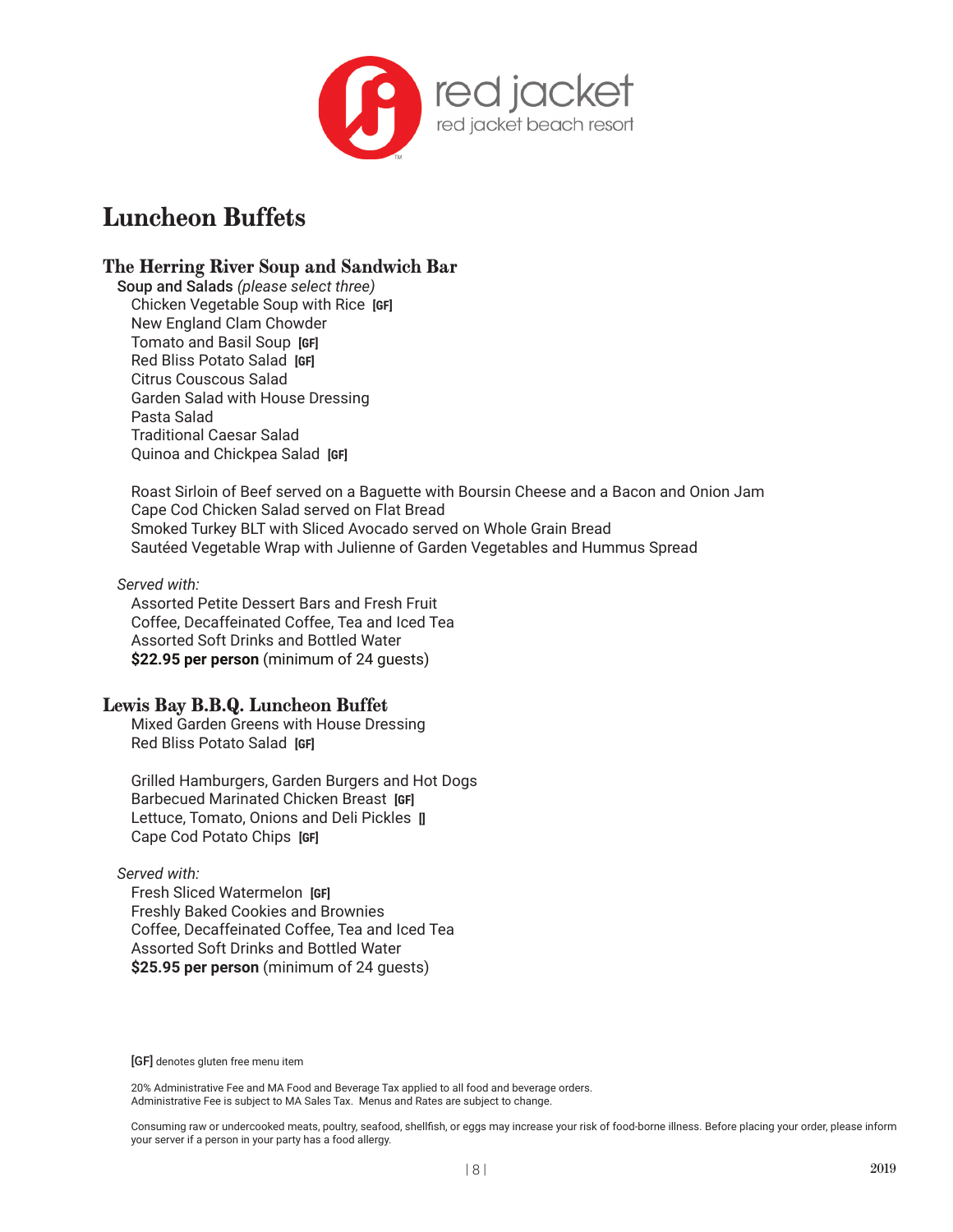red jacket
red jacket beach resort

# Luncheon Buffets

## The Herring River Soup and Sandwich Bar

**Soup and Salads** *(please select three)*

Chicken Vegetable Soup with Rice **[GF]**
New England Clam Chowder
Tomato and Basil Soup **[GF]**
Red Bliss Potato Salad **[GF]**
Citrus Couscous Salad
Garden Salad with House Dressing
Pasta Salad
Traditional Caesar Salad
Quinoa and Chickpea Salad **[GF]**

Roast Sirloin of Beef served on a Baguette with Boursin Cheese and a Bacon and Onion Jam
Cape Cod Chicken Salad served on Flat Bread
Smoked Turkey BLT with Sliced Avocado served on Whole Grain Bread
Sautéed Vegetable Wrap with Julienne of Garden Vegetables and Hummus Spread

*Served with:*

Assorted Petite Dessert Bars and Fresh Fruit
Coffee, Decaffeinated Coffee, Tea and Iced Tea
Assorted Soft Drinks and Bottled Water
**$22.95 per person** (minimum of 24 guests)

## Lewis Bay B.B.Q. Luncheon Buffet

Mixed Garden Greens with House Dressing
Red Bliss Potato Salad **[GF]**

Grilled Hamburgers, Garden Burgers and Hot Dogs
Barbecued Marinated Chicken Breast **[GF]**
Lettuce, Tomato, Onions and Deli Pickles **[]**
Cape Cod Potato Chips **[GF]**

*Served with:*

Fresh Sliced Watermelon **[GF]**
Freshly Baked Cookies and Brownies
Coffee, Decaffeinated Coffee, Tea and Iced Tea
Assorted Soft Drinks and Bottled Water
**$25.95 per person** (minimum of 24 guests)

**[GF]** denotes gluten free menu item

20% Administrative Fee and MA Food and Beverage Tax applied to all food and beverage orders.
Administrative Fee is subject to MA Sales Tax. Menus and Rates are subject to change.

Consuming raw or undercooked meats, poultry, seafood, shellfish, or eggs may increase your risk of food-borne illness. Before placing your order, please inform your server if a person in your party has a food allergy.

2019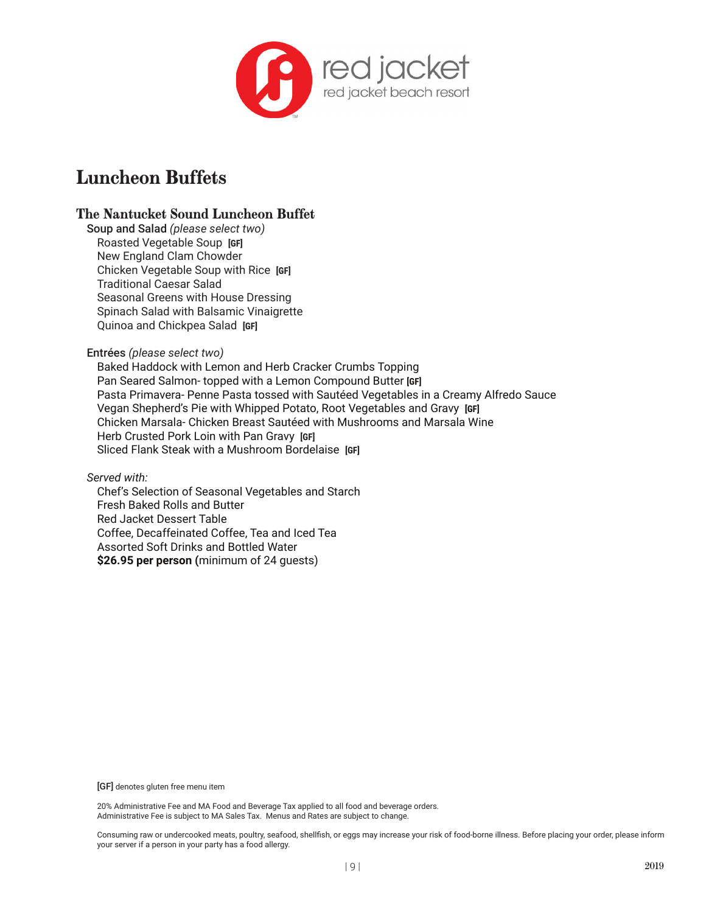# Luncheon Buffets

## The Nantucket Sound Luncheon Buffet

Soup and Salad *(please select two)*

Roasted Vegetable Soup **[GF]**
New England Clam Chowder
Chicken Vegetable Soup with Rice **[GF]**
Traditional Caesar Salad
Seasonal Greens with House Dressing
Spinach Salad with Balsamic Vinaigrette
Quinoa and Chickpea Salad **[GF]**

Entrées *(please select two)*

Baked Haddock with Lemon and Herb Cracker Crumbs Topping
Pan Seared Salmon- topped with a Lemon Compound Butter **[GF]**
Pasta Primavera- Penne Pasta tossed with Sautéed Vegetables in a Creamy Alfredo Sauce
Vegan Shepherd's Pie with Whipped Potato, Root Vegetables and Gravy **[GF]**
Chicken Marsala- Chicken Breast Sautéed with Mushrooms and Marsala Wine
Herb Crusted Pork Loin with Pan Gravy **[GF]**
Sliced Flank Steak with a Mushroom Bordelaise **[GF]**

*Served with:*

Chef's Selection of Seasonal Vegetables and Starch
Fresh Baked Rolls and Butter
Red Jacket Dessert Table
Coffee, Decaffeinated Coffee, Tea and Iced Tea
Assorted Soft Drinks and Bottled Water
**$26.95 per person (**minimum of 24 guests)

**[GF]** denotes gluten free menu item

20% Administrative Fee and MA Food and Beverage Tax applied to all food and beverage orders.
Administrative Fee is subject to MA Sales Tax. Menus and Rates are subject to change.

Consuming raw or undercooked meats, poultry, seafood, shellfish, or eggs may increase your risk of food-borne illness. Before placing your order, please inform your server if a person in your party has a food allergy.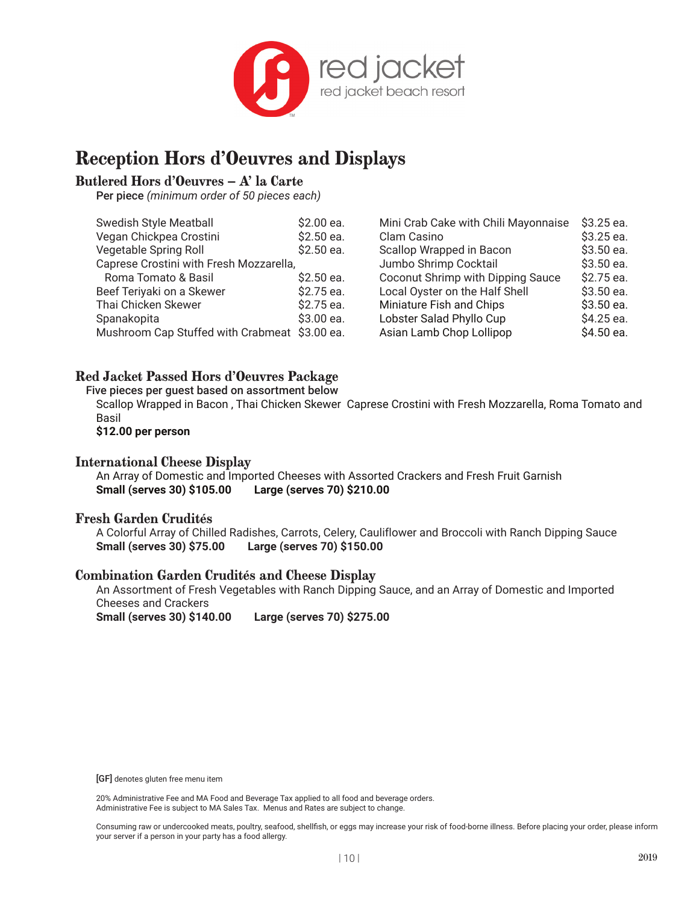# Reception Hors d'Oeuvres and Displays

## Butlered Hors d'Oeuvres – A' la Carte

Per piece *(minimum order of 50 pieces each)*

| Item | Price |
|---|---|
| Swedish Style Meatball | $2.00 ea. |
| Vegan Chickpea Crostini | $2.50 ea. |
| Vegetable Spring Roll | $2.50 ea. |
| Caprese Crostini with Fresh Mozzarella, Roma Tomato & Basil | $2.50 ea. |
| Beef Teriyaki on a Skewer | $2.75 ea. |
| Thai Chicken Skewer | $2.75 ea. |
| Spanakopita | $3.00 ea. |
| Mushroom Cap Stuffed with Crabmeat | $3.00 ea. |
| Mini Crab Cake with Chili Mayonnaise | $3.25 ea. |
| Clam Casino | $3.25 ea. |
| Scallop Wrapped in Bacon | $3.50 ea. |
| Jumbo Shrimp Cocktail | $3.50 ea. |
| Coconut Shrimp with Dipping Sauce | $2.75 ea. |
| Local Oyster on the Half Shell | $3.50 ea. |
| Miniature Fish and Chips | $3.50 ea. |
| Lobster Salad Phyllo Cup | $4.25 ea. |
| Asian Lamb Chop Lollipop | $4.50 ea. |

## Red Jacket Passed Hors d'Oeuvres Package

Five pieces per guest based on assortment below

Scallop Wrapped in Bacon , Thai Chicken Skewer Caprese Crostini with Fresh Mozzarella, Roma Tomato and Basil

**$12.00 per person**

## International Cheese Display

An Array of Domestic and Imported Cheeses with Assorted Crackers and Fresh Fruit Garnish

**Small (serves 30) $105.00** **Large (serves 70) $210.00**

## Fresh Garden Crudités

A Colorful Array of Chilled Radishes, Carrots, Celery, Cauliflower and Broccoli with Ranch Dipping Sauce

**Small (serves 30) $75.00** **Large (serves 70) $150.00**

## Combination Garden Crudités and Cheese Display

An Assortment of Fresh Vegetables with Ranch Dipping Sauce, and an Array of Domestic and Imported Cheeses and Crackers

**Small (serves 30) $140.00** **Large (serves 70) $275.00**

[GF] denotes gluten free menu item

20% Administrative Fee and MA Food and Beverage Tax applied to all food and beverage orders.
Administrative Fee is subject to MA Sales Tax. Menus and Rates are subject to change.

Consuming raw or undercooked meats, poultry, seafood, shellfish, or eggs may increase your risk of food-borne illness. Before placing your order, please inform your server if a person in your party has a food allergy.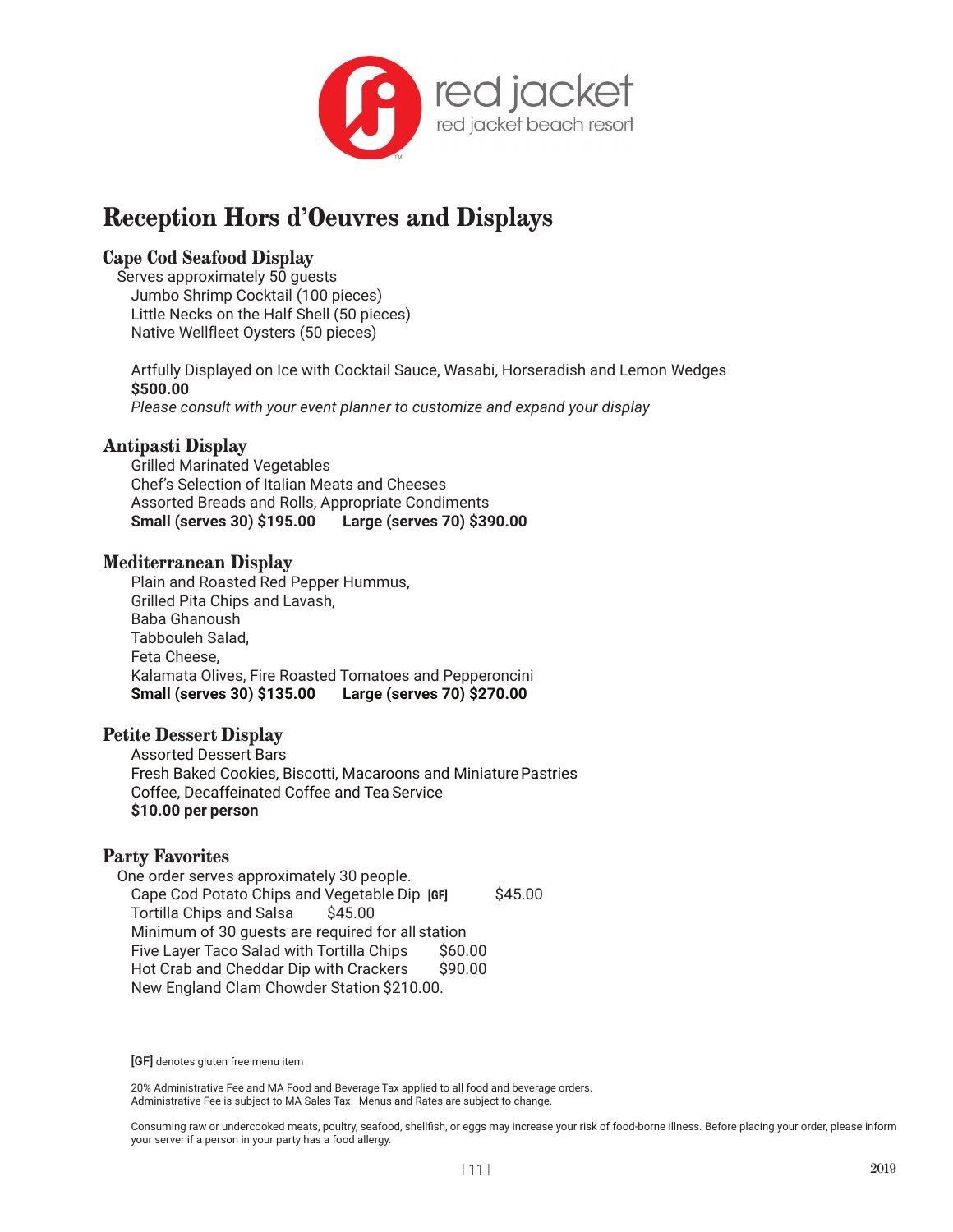# Reception Hors d'Oeuvres and Displays

## Cape Cod Seafood Display

Serves approximately 50 guests

Jumbo Shrimp Cocktail (100 pieces)
Little Necks on the Half Shell (50 pieces)
Native Wellfleet Oysters (50 pieces)

Artfully Displayed on Ice with Cocktail Sauce, Wasabi, Horseradish and Lemon Wedges
**$500.00**
*Please consult with your event planner to customize and expand your display*

## Antipasti Display

Grilled Marinated Vegetables
Chef's Selection of Italian Meats and Cheeses
Assorted Breads and Rolls, Appropriate Condiments
**Small (serves 30) $195.00 Large (serves 70) $390.00**

## Mediterranean Display

Plain and Roasted Red Pepper Hummus,
Grilled Pita Chips and Lavash,
Baba Ghanoush
Tabbouleh Salad,
Feta Cheese,
Kalamata Olives, Fire Roasted Tomatoes and Pepperoncini
**Small (serves 30) $135.00 Large (serves 70) $270.00**

## Petite Dessert Display

Assorted Dessert Bars
Fresh Baked Cookies, Biscotti, Macaroons and Miniature Pastries
Coffee, Decaffeinated Coffee and Tea Service
**$10.00 per person**

## Party Favorites

One order serves approximately 30 people.

Cape Cod Potato Chips and Vegetable Dip **[GF]** $45.00
Tortilla Chips and Salsa $45.00
Minimum of 30 guests are required for all station
Five Layer Taco Salad with Tortilla Chips $60.00
Hot Crab and Cheddar Dip with Crackers $90.00
New England Clam Chowder Station $210.00.

**[GF]** denotes gluten free menu item

20% Administrative Fee and MA Food and Beverage Tax applied to all food and beverage orders.
Administrative Fee is subject to MA Sales Tax. Menus and Rates are subject to change.

Consuming raw or undercooked meats, poultry, seafood, shellfish, or eggs may increase your risk of food-borne illness. Before placing your order, please inform your server if a person in your party has a food allergy.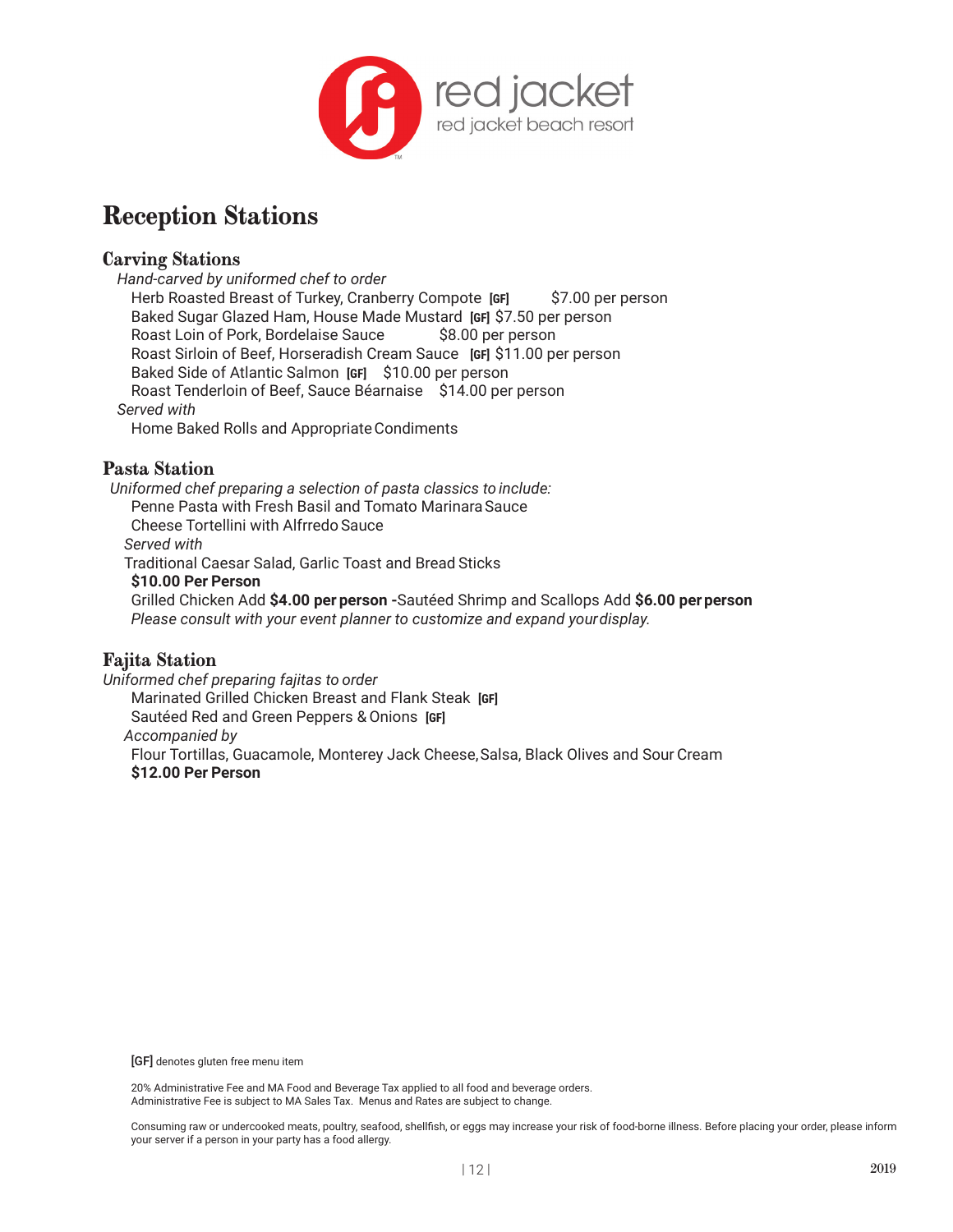red jacket
red jacket beach resort

# Reception Stations

## Carving Stations

*Hand-carved by uniformed chef to order*

Herb Roasted Breast of Turkey, Cranberry Compote [GF] $7.00 per person
Baked Sugar Glazed Ham, House Made Mustard [GF] $7.50 per person
Roast Loin of Pork, Bordelaise Sauce $8.00 per person
Roast Sirloin of Beef, Horseradish Cream Sauce [GF] $11.00 per person
Baked Side of Atlantic Salmon [GF] $10.00 per person
Roast Tenderloin of Beef, Sauce Béarnaise $14.00 per person

*Served with*

Home Baked Rolls and Appropriate Condiments

## Pasta Station

*Uniformed chef preparing a selection of pasta classics to include:*

Penne Pasta with Fresh Basil and Tomato Marinara Sauce
Cheese Tortellini with Alfrredo Sauce

*Served with*

Traditional Caesar Salad, Garlic Toast and Bread Sticks

**$10.00 Per Person**

Grilled Chicken Add **$4.00 per person -** Sautéed Shrimp and Scallops Add **$6.00 per person**

*Please consult with your event planner to customize and expand your display.*

## Fajita Station

*Uniformed chef preparing fajitas to order*

Marinated Grilled Chicken Breast and Flank Steak [GF]
Sautéed Red and Green Peppers & Onions [GF]

*Accompanied by*

Flour Tortillas, Guacamole, Monterey Jack Cheese, Salsa, Black Olives and Sour Cream

**$12.00 Per Person**

[GF] denotes gluten free menu item

20% Administrative Fee and MA Food and Beverage Tax applied to all food and beverage orders.
Administrative Fee is subject to MA Sales Tax. Menus and Rates are subject to change.

Consuming raw or undercooked meats, poultry, seafood, shellfish, or eggs may increase your risk of food-borne illness. Before placing your order, please inform your server if a person in your party has a food allergy.

2019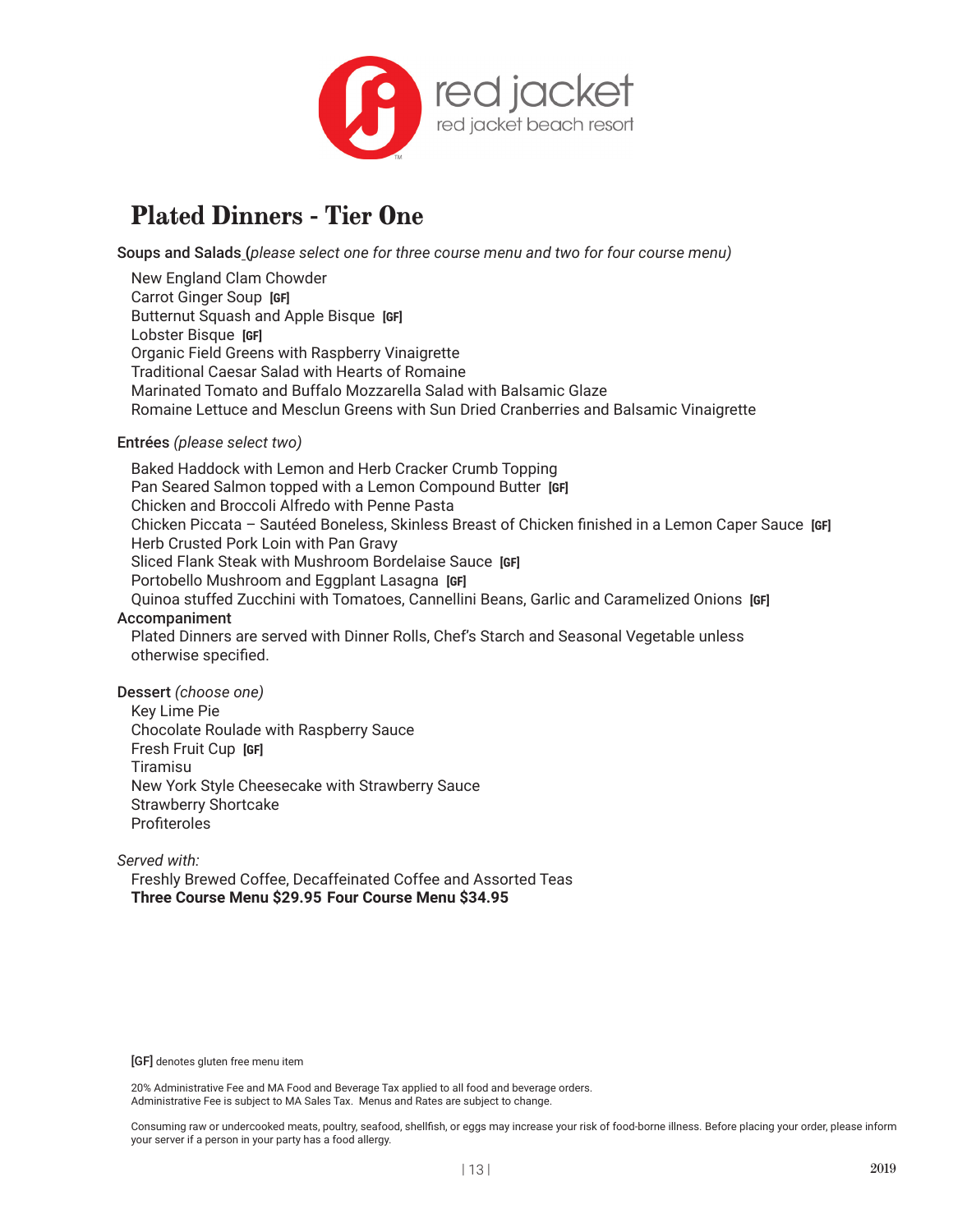red jacket
red jacket beach resort

# Plated Dinners - Tier One

Soups and Salads *(please select one for three course menu and two for four course menu)*

New England Clam Chowder
Carrot Ginger Soup **[GF]**
Butternut Squash and Apple Bisque **[GF]**
Lobster Bisque **[GF]**
Organic Field Greens with Raspberry Vinaigrette
Traditional Caesar Salad with Hearts of Romaine
Marinated Tomato and Buffalo Mozzarella Salad with Balsamic Glaze
Romaine Lettuce and Mesclun Greens with Sun Dried Cranberries and Balsamic Vinaigrette

Entrées *(please select two)*

Baked Haddock with Lemon and Herb Cracker Crumb Topping
Pan Seared Salmon topped with a Lemon Compound Butter **[GF]**
Chicken and Broccoli Alfredo with Penne Pasta
Chicken Piccata – Sautéed Boneless, Skinless Breast of Chicken finished in a Lemon Caper Sauce **[GF]**
Herb Crusted Pork Loin with Pan Gravy
Sliced Flank Steak with Mushroom Bordelaise Sauce **[GF]**
Portobello Mushroom and Eggplant Lasagna **[GF]**
Quinoa stuffed Zucchini with Tomatoes, Cannellini Beans, Garlic and Caramelized Onions **[GF]**

Accompaniment

Plated Dinners are served with Dinner Rolls, Chef's Starch and Seasonal Vegetable unless otherwise specified.

Dessert *(choose one)*

Key Lime Pie
Chocolate Roulade with Raspberry Sauce
Fresh Fruit Cup **[GF]**
Tiramisu
New York Style Cheesecake with Strawberry Sauce
Strawberry Shortcake
Profiteroles

*Served with:*

Freshly Brewed Coffee, Decaffeinated Coffee and Assorted Teas
**Three Course Menu $29.95 Four Course Menu $34.95**

**[GF]** denotes gluten free menu item

20% Administrative Fee and MA Food and Beverage Tax applied to all food and beverage orders.
Administrative Fee is subject to MA Sales Tax. Menus and Rates are subject to change.

Consuming raw or undercooked meats, poultry, seafood, shellfish, or eggs may increase your risk of food-borne illness. Before placing your order, please inform your server if a person in your party has a food allergy.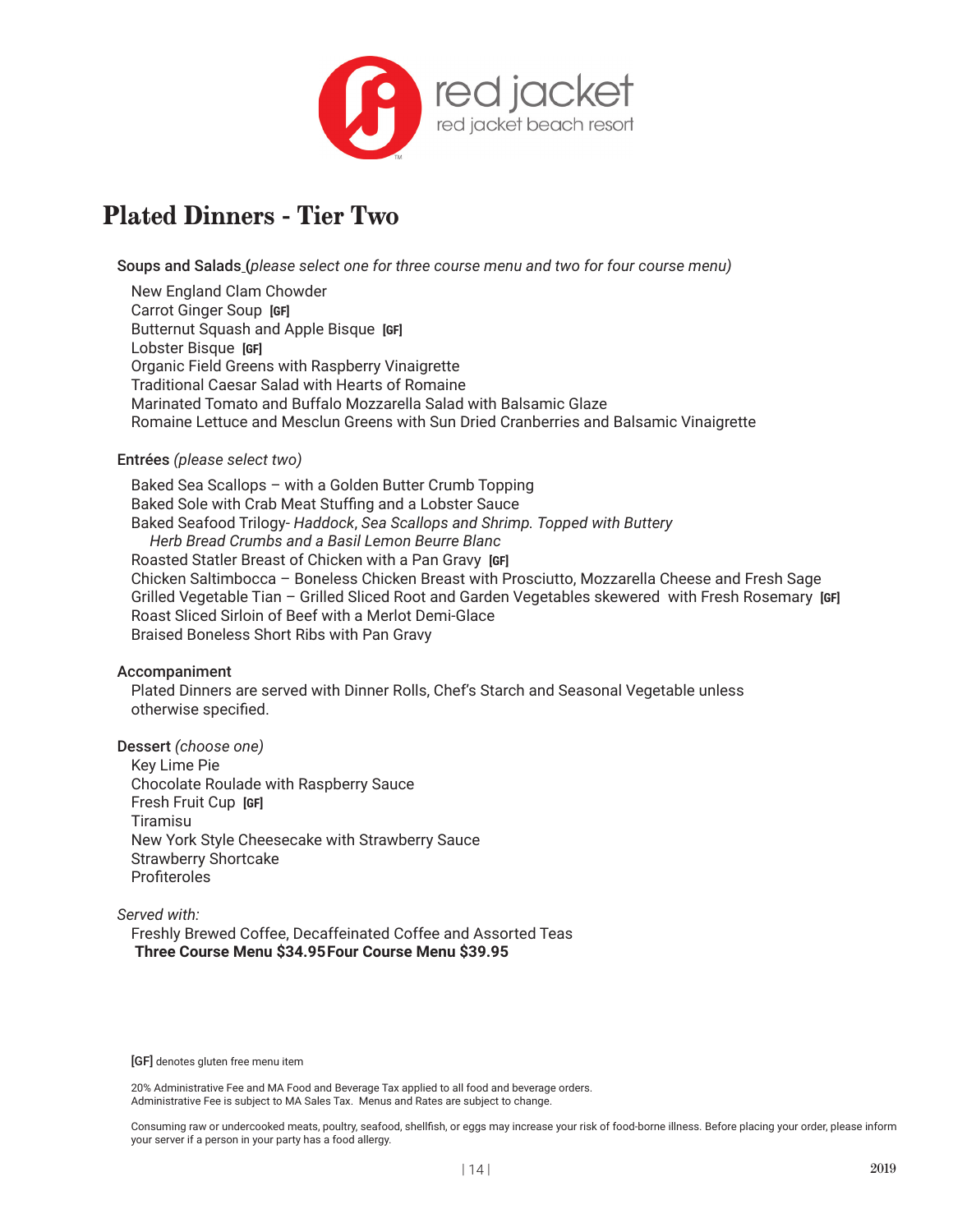red jacket
red jacket beach resort

# Plated Dinners - Tier Two

**Soups and Salads** *(please select one for three course menu and two for four course menu)*

New England Clam Chowder
Carrot Ginger Soup **[GF]**
Butternut Squash and Apple Bisque **[GF]**
Lobster Bisque **[GF]**
Organic Field Greens with Raspberry Vinaigrette
Traditional Caesar Salad with Hearts of Romaine
Marinated Tomato and Buffalo Mozzarella Salad with Balsamic Glaze
Romaine Lettuce and Mesclun Greens with Sun Dried Cranberries and Balsamic Vinaigrette

**Entrées** *(please select two)*

Baked Sea Scallops – with a Golden Butter Crumb Topping
Baked Sole with Crab Meat Stuffing and a Lobster Sauce
Baked Seafood Trilogy- *Haddock, Sea Scallops and Shrimp. Topped with Buttery Herb Bread Crumbs and a Basil Lemon Beurre Blanc*
Roasted Statler Breast of Chicken with a Pan Gravy **[GF]**
Chicken Saltimbocca – Boneless Chicken Breast with Prosciutto, Mozzarella Cheese and Fresh Sage
Grilled Vegetable Tian – Grilled Sliced Root and Garden Vegetables skewered with Fresh Rosemary **[GF]**
Roast Sliced Sirloin of Beef with a Merlot Demi-Glace
Braised Boneless Short Ribs with Pan Gravy

**Accompaniment**

Plated Dinners are served with Dinner Rolls, Chef's Starch and Seasonal Vegetable unless otherwise specified.

**Dessert** *(choose one)*

Key Lime Pie
Chocolate Roulade with Raspberry Sauce
Fresh Fruit Cup **[GF]**
Tiramisu
New York Style Cheesecake with Strawberry Sauce
Strawberry Shortcake
Profiteroles

*Served with:*

Freshly Brewed Coffee, Decaffeinated Coffee and Assorted Teas
**Three Course Menu $34.95** **Four Course Menu $39.95**

[GF] denotes gluten free menu item

20% Administrative Fee and MA Food and Beverage Tax applied to all food and beverage orders.
Administrative Fee is subject to MA Sales Tax. Menus and Rates are subject to change.

Consuming raw or undercooked meats, poultry, seafood, shellfish, or eggs may increase your risk of food-borne illness. Before placing your order, please inform your server if a person in your party has a food allergy.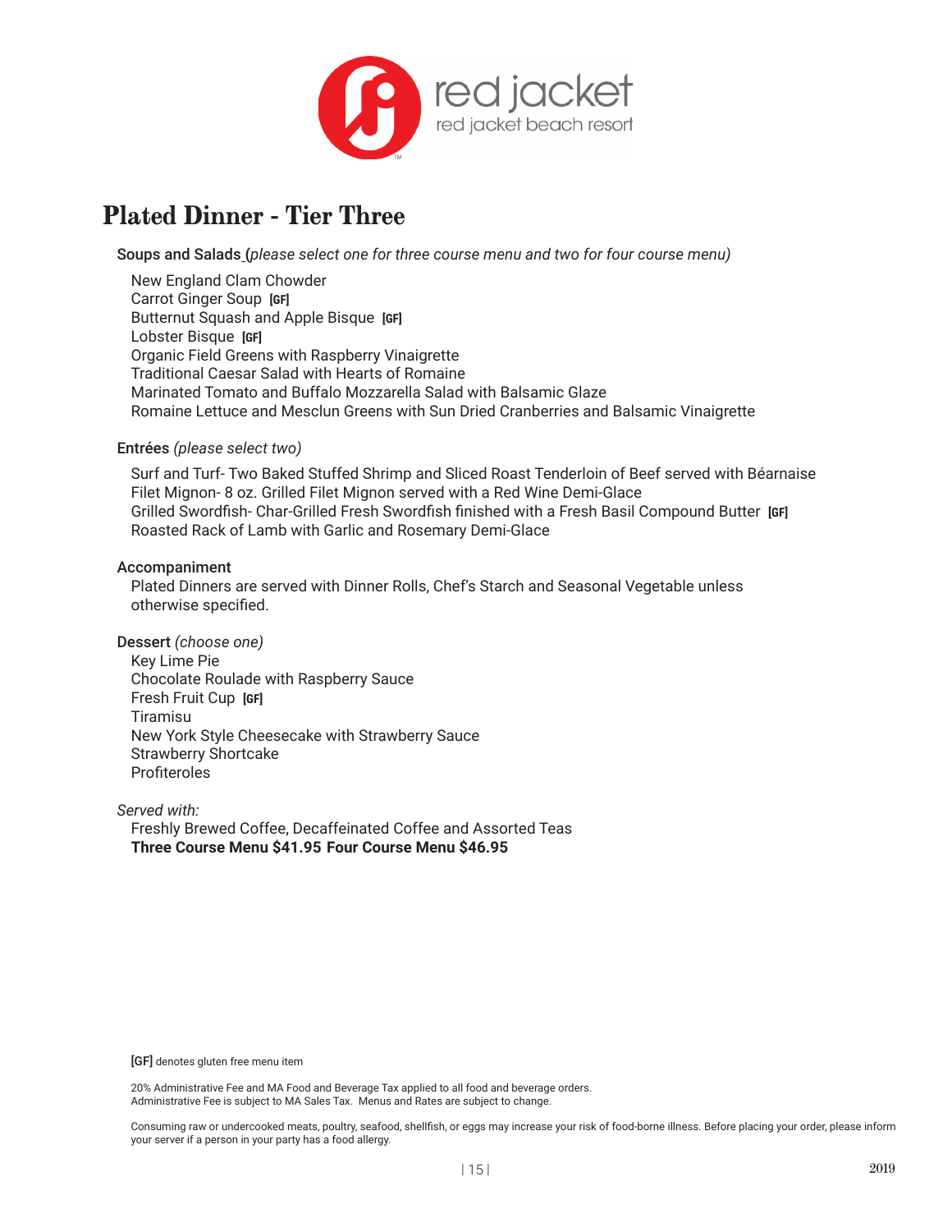red jacket
red jacket beach resort

# Plated Dinner - Tier Three

Soups and Salads (*please select one for three course menu and two for four course menu)*

New England Clam Chowder
Carrot Ginger Soup **[GF]**
Butternut Squash and Apple Bisque **[GF]**
Lobster Bisque **[GF]**
Organic Field Greens with Raspberry Vinaigrette
Traditional Caesar Salad with Hearts of Romaine
Marinated Tomato and Buffalo Mozzarella Salad with Balsamic Glaze
Romaine Lettuce and Mesclun Greens with Sun Dried Cranberries and Balsamic Vinaigrette

Entrées *(please select two)*

Surf and Turf- Two Baked Stuffed Shrimp and Sliced Roast Tenderloin of Beef served with Béarnaise
Filet Mignon- 8 oz. Grilled Filet Mignon served with a Red Wine Demi-Glace
Grilled Swordfish- Char-Grilled Fresh Swordfish finished with a Fresh Basil Compound Butter **[GF]**
Roasted Rack of Lamb with Garlic and Rosemary Demi-Glace

Accompaniment

Plated Dinners are served with Dinner Rolls, Chef's Starch and Seasonal Vegetable unless otherwise specified.

Dessert *(choose one)*

Key Lime Pie
Chocolate Roulade with Raspberry Sauce
Fresh Fruit Cup **[GF]**
Tiramisu
New York Style Cheesecake with Strawberry Sauce
Strawberry Shortcake
Profiteroles

*Served with:*

Freshly Brewed Coffee, Decaffeinated Coffee and Assorted Teas
**Three Course Menu $41.95 Four Course Menu $46.95**

**[GF]** denotes gluten free menu item

20% Administrative Fee and MA Food and Beverage Tax applied to all food and beverage orders.
Administrative Fee is subject to MA Sales Tax. Menus and Rates are subject to change.

Consuming raw or undercooked meats, poultry, seafood, shellfish, or eggs may increase your risk of food-borne illness. Before placing your order, please inform your server if a person in your party has a food allergy.

2019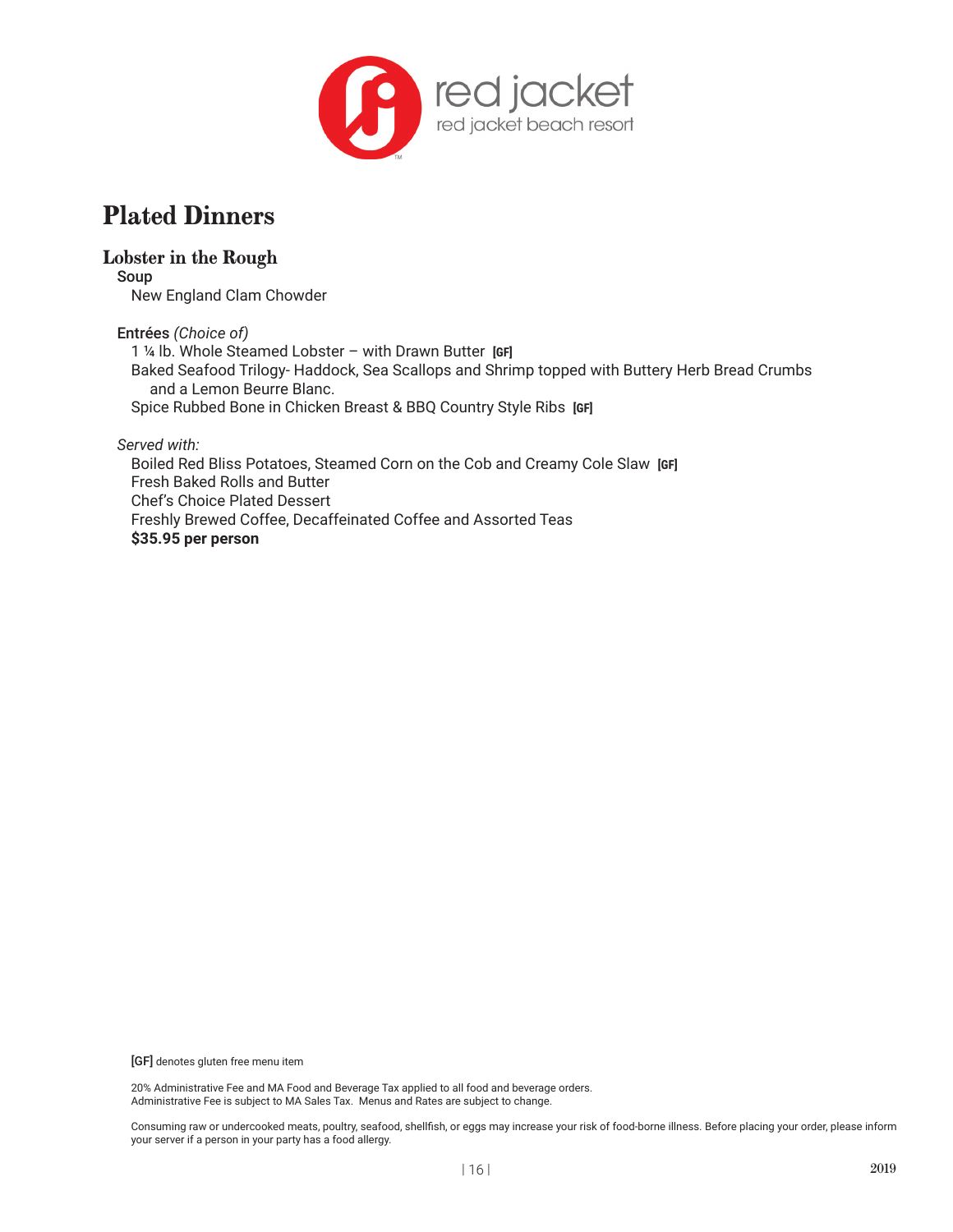red jacket
red jacket beach resort

# Plated Dinners

## Lobster in the Rough

**Soup**

New England Clam Chowder

**Entrées** *(Choice of)*

1 ¼ lb. Whole Steamed Lobster – with Drawn Butter **[GF]**
Baked Seafood Trilogy- Haddock, Sea Scallops and Shrimp topped with Buttery Herb Bread Crumbs and a Lemon Beurre Blanc.
Spice Rubbed Bone in Chicken Breast & BBQ Country Style Ribs **[GF]**

*Served with:*

Boiled Red Bliss Potatoes, Steamed Corn on the Cob and Creamy Cole Slaw **[GF]**
Fresh Baked Rolls and Butter
Chef's Choice Plated Dessert
Freshly Brewed Coffee, Decaffeinated Coffee and Assorted Teas
**$35.95 per person**

**[GF]** denotes gluten free menu item

20% Administrative Fee and MA Food and Beverage Tax applied to all food and beverage orders.
Administrative Fee is subject to MA Sales Tax. Menus and Rates are subject to change.

Consuming raw or undercooked meats, poultry, seafood, shellfish, or eggs may increase your risk of food-borne illness. Before placing your order, please inform your server if a person in your party has a food allergy.

2019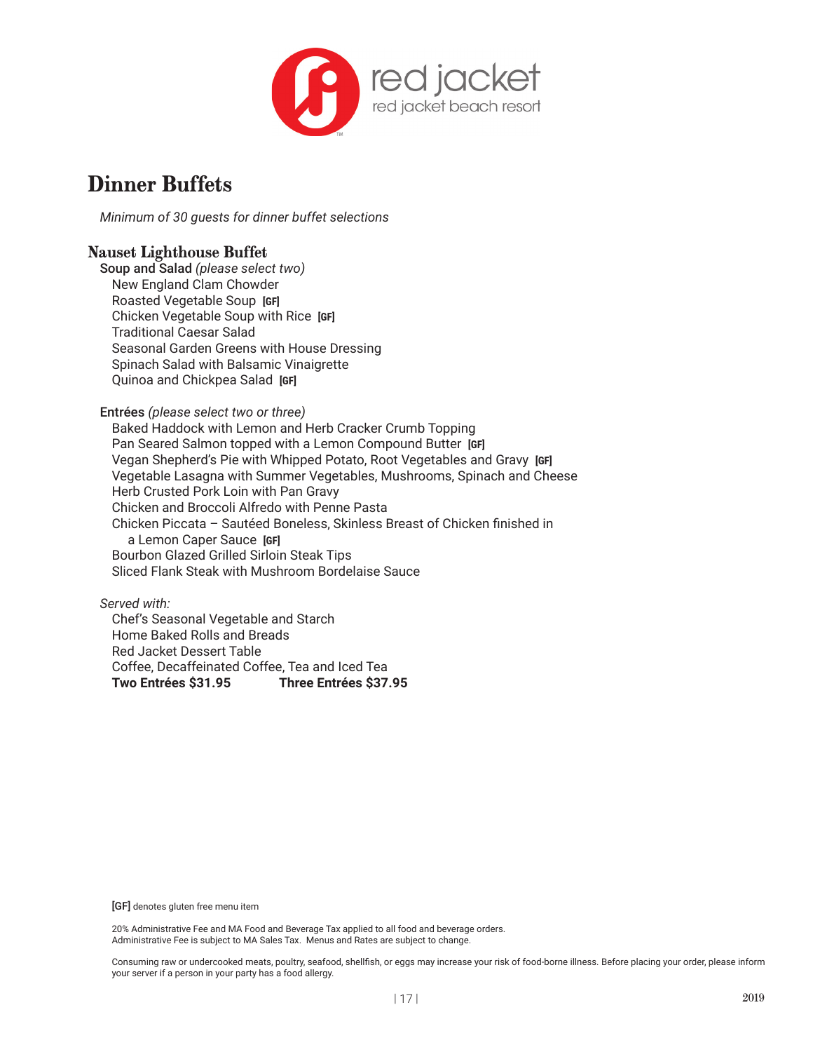red jacket
red jacket beach resort

# Dinner Buffets

*Minimum of 30 guests for dinner buffet selections*

## Nauset Lighthouse Buffet

Soup and Salad *(please select two)*

- New England Clam Chowder
- Roasted Vegetable Soup **[GF]**
- Chicken Vegetable Soup with Rice **[GF]**
- Traditional Caesar Salad
- Seasonal Garden Greens with House Dressing
- Spinach Salad with Balsamic Vinaigrette
- Quinoa and Chickpea Salad **[GF]**

Entrées *(please select two or three)*

- Baked Haddock with Lemon and Herb Cracker Crumb Topping
- Pan Seared Salmon topped with a Lemon Compound Butter **[GF]**
- Vegan Shepherd's Pie with Whipped Potato, Root Vegetables and Gravy **[GF]**
- Vegetable Lasagna with Summer Vegetables, Mushrooms, Spinach and Cheese
- Herb Crusted Pork Loin with Pan Gravy
- Chicken and Broccoli Alfredo with Penne Pasta
- Chicken Piccata – Sautéed Boneless, Skinless Breast of Chicken finished in a Lemon Caper Sauce **[GF]**
- Bourbon Glazed Grilled Sirloin Steak Tips
- Sliced Flank Steak with Mushroom Bordelaise Sauce

*Served with:*

- Chef's Seasonal Vegetable and Starch
- Home Baked Rolls and Breads
- Red Jacket Dessert Table
- Coffee, Decaffeinated Coffee, Tea and Iced Tea

**Two Entrées $31.95** **Three Entrées $37.95**

**[GF]** denotes gluten free menu item

20% Administrative Fee and MA Food and Beverage Tax applied to all food and beverage orders.
Administrative Fee is subject to MA Sales Tax. Menus and Rates are subject to change.

Consuming raw or undercooked meats, poultry, seafood, shellfish, or eggs may increase your risk of food-borne illness. Before placing your order, please inform your server if a person in your party has a food allergy.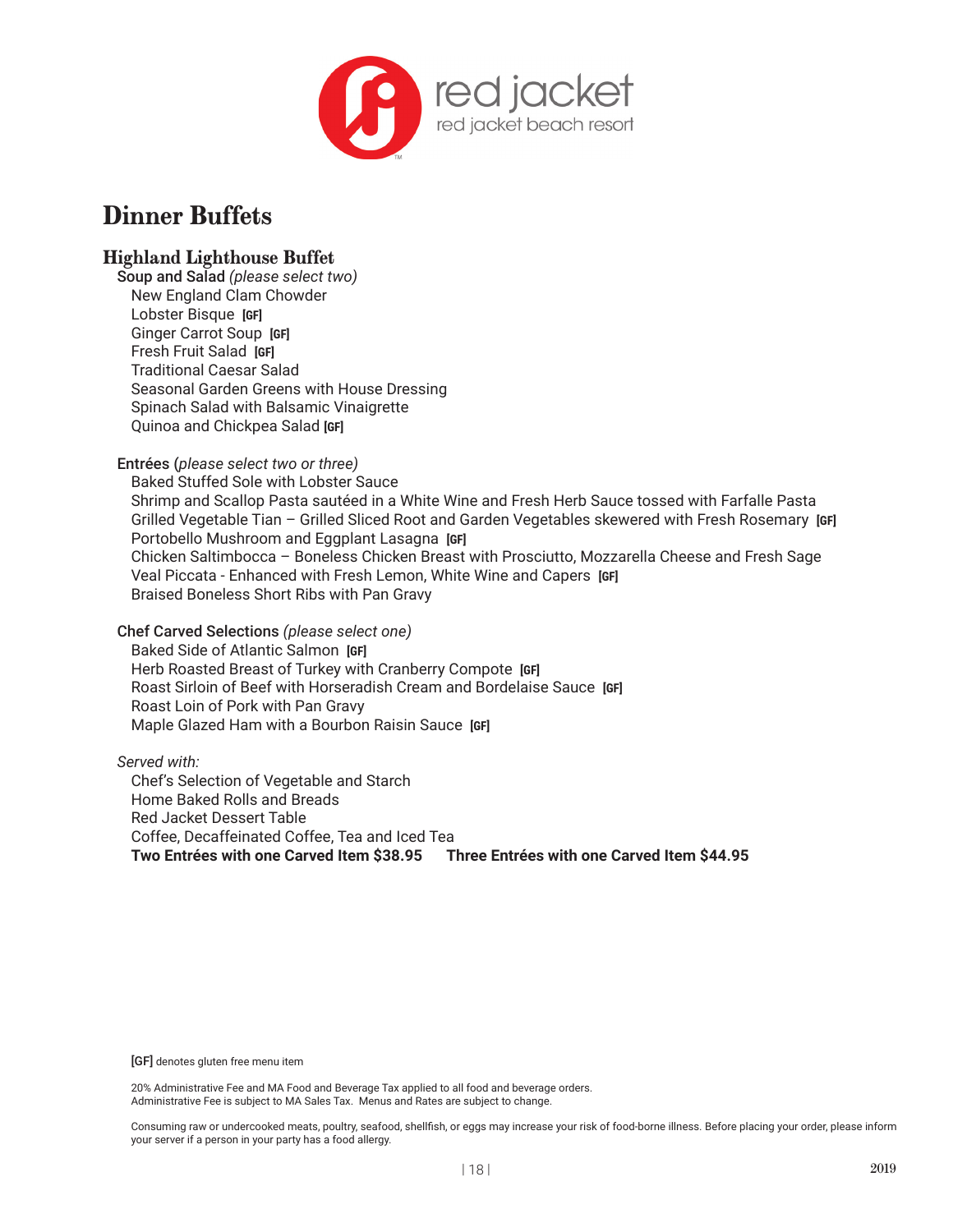red jacket
red jacket beach resort

# Dinner Buffets

## Highland Lighthouse Buffet

Soup and Salad *(please select two)*

New England Clam Chowder
Lobster Bisque [GF]
Ginger Carrot Soup [GF]
Fresh Fruit Salad [GF]
Traditional Caesar Salad
Seasonal Garden Greens with House Dressing
Spinach Salad with Balsamic Vinaigrette
Quinoa and Chickpea Salad [GF]

Entrées (*please select two or three)*

Baked Stuffed Sole with Lobster Sauce
Shrimp and Scallop Pasta sautéed in a White Wine and Fresh Herb Sauce tossed with Farfalle Pasta
Grilled Vegetable Tian – Grilled Sliced Root and Garden Vegetables skewered with Fresh Rosemary [GF]
Portobello Mushroom and Eggplant Lasagna [GF]
Chicken Saltimbocca – Boneless Chicken Breast with Prosciutto, Mozzarella Cheese and Fresh Sage
Veal Piccata - Enhanced with Fresh Lemon, White Wine and Capers [GF]
Braised Boneless Short Ribs with Pan Gravy

Chef Carved Selections *(please select one)*

Baked Side of Atlantic Salmon [GF]
Herb Roasted Breast of Turkey with Cranberry Compote [GF]
Roast Sirloin of Beef with Horseradish Cream and Bordelaise Sauce [GF]
Roast Loin of Pork with Pan Gravy
Maple Glazed Ham with a Bourbon Raisin Sauce [GF]

*Served with:*

Chef's Selection of Vegetable and Starch
Home Baked Rolls and Breads
Red Jacket Dessert Table
Coffee, Decaffeinated Coffee, Tea and Iced Tea

**Two Entrées with one Carved Item $38.95** **Three Entrées with one Carved Item $44.95**

[GF] denotes gluten free menu item

20% Administrative Fee and MA Food and Beverage Tax applied to all food and beverage orders.
Administrative Fee is subject to MA Sales Tax. Menus and Rates are subject to change.

Consuming raw or undercooked meats, poultry, seafood, shellfish, or eggs may increase your risk of food-borne illness. Before placing your order, please inform your server if a person in your party has a food allergy.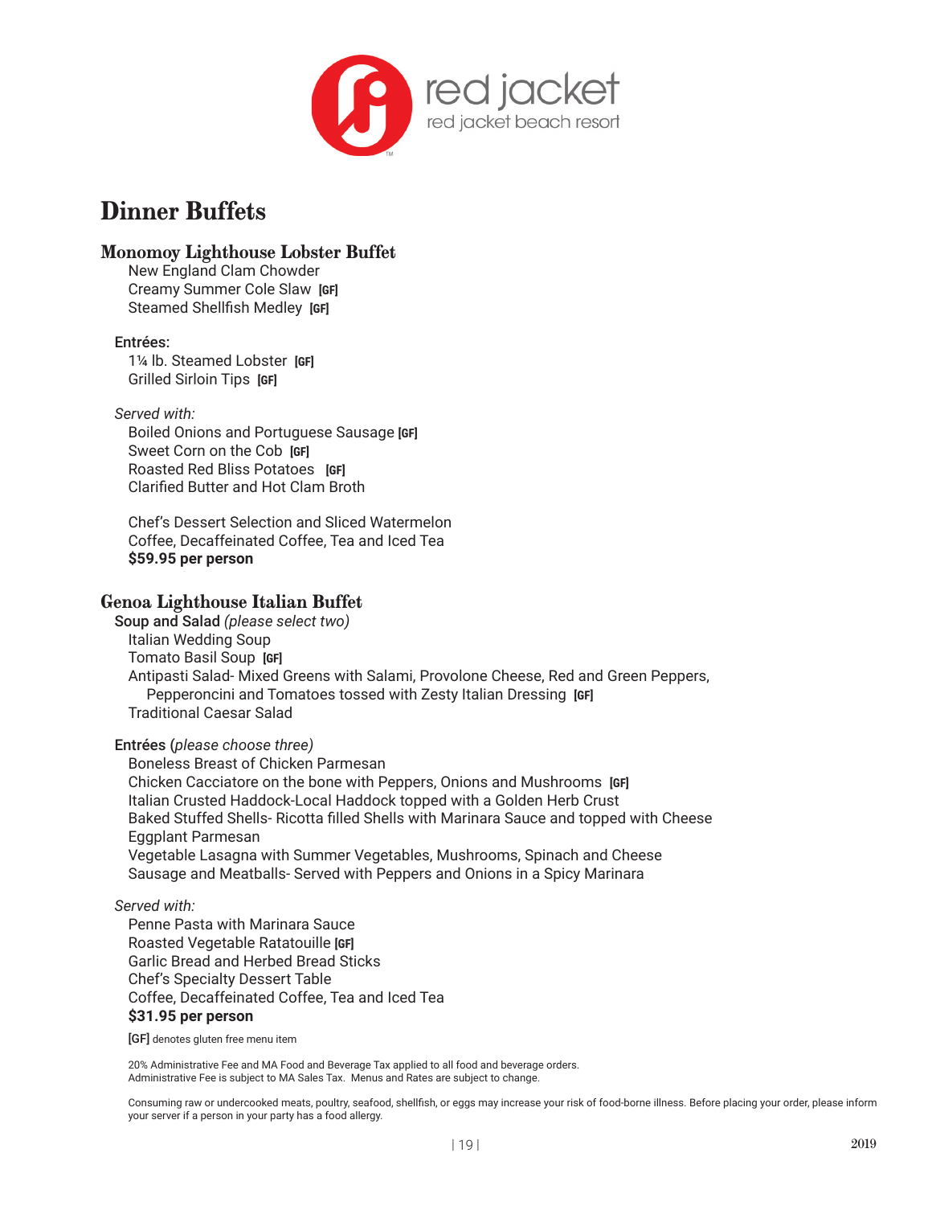red jacket
red jacket beach resort

# Dinner Buffets

## Monomoy Lighthouse Lobster Buffet

New England Clam Chowder
Creamy Summer Cole Slaw [GF]
Steamed Shellfish Medley [GF]

Entrées:

1¼ lb. Steamed Lobster [GF]
Grilled Sirloin Tips [GF]

*Served with:*

Boiled Onions and Portuguese Sausage [GF]
Sweet Corn on the Cob [GF]
Roasted Red Bliss Potatoes [GF]
Clarified Butter and Hot Clam Broth

Chef's Dessert Selection and Sliced Watermelon
Coffee, Decaffeinated Coffee, Tea and Iced Tea
**$59.95 per person**

## Genoa Lighthouse Italian Buffet

Soup and Salad *(please select two)*

Italian Wedding Soup
Tomato Basil Soup [GF]
Antipasti Salad- Mixed Greens with Salami, Provolone Cheese, Red and Green Peppers, Pepperoncini and Tomatoes tossed with Zesty Italian Dressing [GF]
Traditional Caesar Salad

Entrées (*please choose three)*

Boneless Breast of Chicken Parmesan
Chicken Cacciatore on the bone with Peppers, Onions and Mushrooms [GF]
Italian Crusted Haddock-Local Haddock topped with a Golden Herb Crust
Baked Stuffed Shells- Ricotta filled Shells with Marinara Sauce and topped with Cheese
Eggplant Parmesan
Vegetable Lasagna with Summer Vegetables, Mushrooms, Spinach and Cheese
Sausage and Meatballs- Served with Peppers and Onions in a Spicy Marinara

*Served with:*

Penne Pasta with Marinara Sauce
Roasted Vegetable Ratatouille [GF]
Garlic Bread and Herbed Bread Sticks
Chef's Specialty Dessert Table
Coffee, Decaffeinated Coffee, Tea and Iced Tea
**$31.95 per person**

[GF] denotes gluten free menu item

20% Administrative Fee and MA Food and Beverage Tax applied to all food and beverage orders.
Administrative Fee is subject to MA Sales Tax. Menus and Rates are subject to change.

Consuming raw or undercooked meats, poultry, seafood, shellfish, or eggs may increase your risk of food-borne illness. Before placing your order, please inform your server if a person in your party has a food allergy.

2019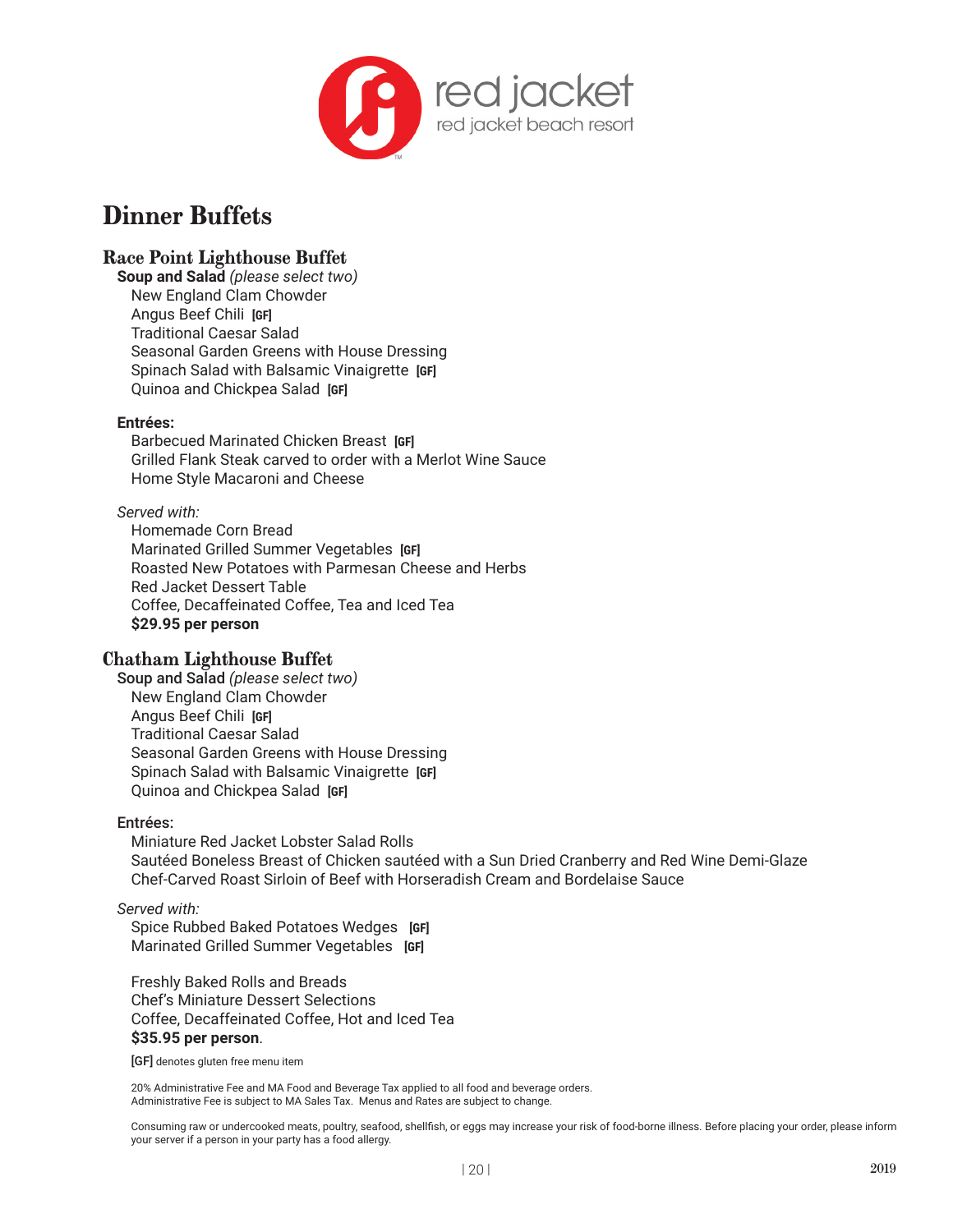red jacket
red jacket beach resort

# Dinner Buffets

## Race Point Lighthouse Buffet

**Soup and Salad** *(please select two)*

New England Clam Chowder
Angus Beef Chili **[GF]**
Traditional Caesar Salad
Seasonal Garden Greens with House Dressing
Spinach Salad with Balsamic Vinaigrette **[GF]**
Quinoa and Chickpea Salad **[GF]**

**Entrées:**

Barbecued Marinated Chicken Breast **[GF]**
Grilled Flank Steak carved to order with a Merlot Wine Sauce
Home Style Macaroni and Cheese

*Served with:*

Homemade Corn Bread
Marinated Grilled Summer Vegetables **[GF]**
Roasted New Potatoes with Parmesan Cheese and Herbs
Red Jacket Dessert Table
Coffee, Decaffeinated Coffee, Tea and Iced Tea
**$29.95 per person**

## Chatham Lighthouse Buffet

**Soup and Salad** *(please select two)*

New England Clam Chowder
Angus Beef Chili **[GF]**
Traditional Caesar Salad
Seasonal Garden Greens with House Dressing
Spinach Salad with Balsamic Vinaigrette **[GF]**
Quinoa and Chickpea Salad **[GF]**

**Entrées:**

Miniature Red Jacket Lobster Salad Rolls
Sautéed Boneless Breast of Chicken sautéed with a Sun Dried Cranberry and Red Wine Demi-Glaze
Chef-Carved Roast Sirloin of Beef with Horseradish Cream and Bordelaise Sauce

*Served with:*

Spice Rubbed Baked Potatoes Wedges **[GF]**
Marinated Grilled Summer Vegetables **[GF]**

Freshly Baked Rolls and Breads
Chef's Miniature Dessert Selections
Coffee, Decaffeinated Coffee, Hot and Iced Tea
**$35.95 per person**.

**[GF]** denotes gluten free menu item

20% Administrative Fee and MA Food and Beverage Tax applied to all food and beverage orders.
Administrative Fee is subject to MA Sales Tax. Menus and Rates are subject to change.

Consuming raw or undercooked meats, poultry, seafood, shellfish, or eggs may increase your risk of food-borne illness. Before placing your order, please inform your server if a person in your party has a food allergy.

2019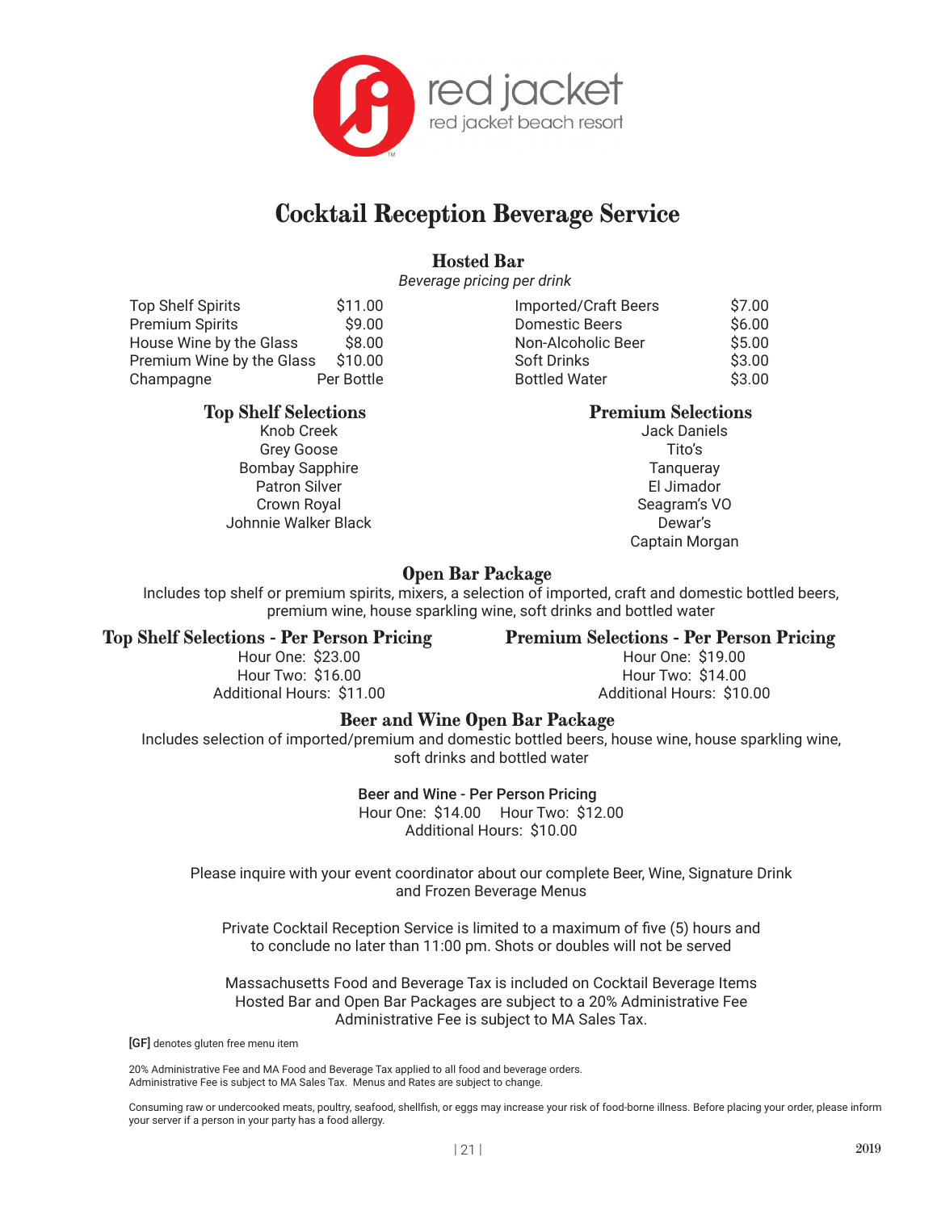red jacket

red jacket beach resort

# Cocktail Reception Beverage Service

## Hosted Bar

*Beverage pricing per drink*

| | |
|---|---|
| Top Shelf Spirits | $11.00 |
| Premium Spirits | $9.00 |
| House Wine by the Glass | $8.00 |
| Premium Wine by the Glass | $10.00 |
| Champagne | Per Bottle |
| Imported/Craft Beers | $7.00 |
| Domestic Beers | $6.00 |
| Non-Alcoholic Beer | $5.00 |
| Soft Drinks | $3.00 |
| Bottled Water | $3.00 |

### Top Shelf Selections

Knob Creek
Grey Goose
Bombay Sapphire
Patron Silver
Crown Royal
Johnnie Walker Black

### Premium Selections

Jack Daniels
Tito's
Tanqueray
El Jimador
Seagram's VO
Dewar's
Captain Morgan

## Open Bar Package

Includes top shelf or premium spirits, mixers, a selection of imported, craft and domestic bottled beers, premium wine, house sparkling wine, soft drinks and bottled water

### Top Shelf Selections - Per Person Pricing

Hour One: $23.00
Hour Two: $16.00
Additional Hours: $11.00

### Premium Selections - Per Person Pricing

Hour One: $19.00
Hour Two: $14.00
Additional Hours: $10.00

## Beer and Wine Open Bar Package

Includes selection of imported/premium and domestic bottled beers, house wine, house sparkling wine, soft drinks and bottled water

Beer and Wine - Per Person Pricing
Hour One: $14.00 Hour Two: $12.00
Additional Hours: $10.00

Please inquire with your event coordinator about our complete Beer, Wine, Signature Drink and Frozen Beverage Menus

Private Cocktail Reception Service is limited to a maximum of five (5) hours and to conclude no later than 11:00 pm. Shots or doubles will not be served

Massachusetts Food and Beverage Tax is included on Cocktail Beverage Items
Hosted Bar and Open Bar Packages are subject to a 20% Administrative Fee
Administrative Fee is subject to MA Sales Tax.

**[GF]** denotes gluten free menu item

20% Administrative Fee and MA Food and Beverage Tax applied to all food and beverage orders.
Administrative Fee is subject to MA Sales Tax. Menus and Rates are subject to change.

Consuming raw or undercooked meats, poultry, seafood, shellfish, or eggs may increase your risk of food-borne illness. Before placing your order, please inform your server if a person in your party has a food allergy.